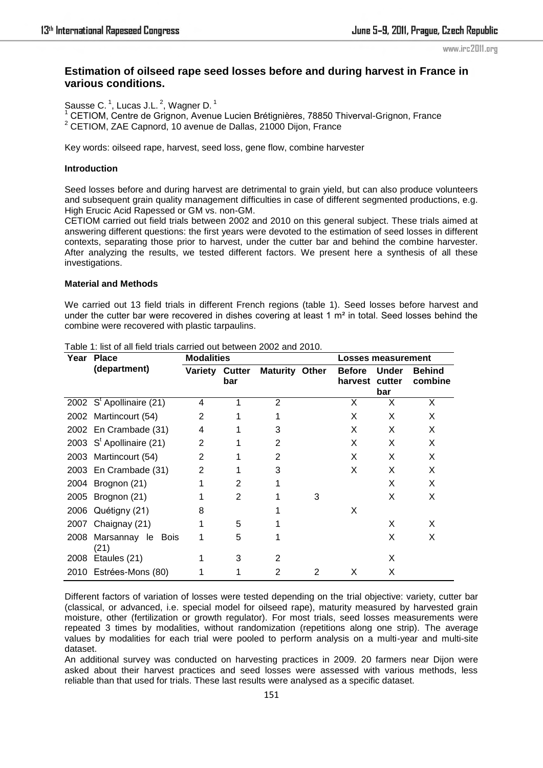# Estimation of oilseed rape seed losses before and during harvest in France in various conditions.

Sausse C.[1], Lucas J.L.[2], Wagner D.[1]

[1] CETIOM, Centre de Grignon, Avenue Lucien Brétignières, 78850 Thiverval-Grignon, France

[2] CETIOM, ZAE Capnord, 10 avenue de Dallas, 21000 Dijon, France

Key words: oilseed rape, harvest, seed loss, gene flow, combine harvester

## Introduction

Seed losses before and during harvest are detrimental to grain yield, but can also produce volunteers and subsequent grain quality management difficulties in case of different segmented productions, e.g. High Erucic Acid Rapessed or GM vs. non-GM.

CETIOM carried out field trials between 2002 and 2010 on this general subject. These trials aimed at answering different questions: the first years were devoted to the estimation of seed losses in different contexts, separating those prior to harvest, under the cutter bar and behind the combine harvester. After analyzing the results, we tested different factors. We present here a synthesis of all these investigations.

## Material and Methods

We carried out 13 field trials in different French regions (table 1). Seed losses before harvest and under the cutter bar were recovered in dishes covering at least 1 m² in total. Seed losses behind the combine were recovered with plastic tarpaulins.

Table 1: list of all field trials carried out between 2002 and 2010.

| Year | Place (department) | Modalities | | | | Losses measurement | | |
|---|---|---|---|---|---|---|---|---|
| | | Variety | Cutter bar | Maturity | Other | Before harvest | Under cutter bar | Behind combine |
| 2002 | S[t] Apollinaire (21) | 4 | 1 | 2 | | X | X | X |
| 2002 | Martincourt (54) | 2 | 1 | 1 | | X | X | X |
| 2002 | En Crambade (31) | 4 | 1 | 3 | | X | X | X |
| 2003 | S[t] Apollinaire (21) | 2 | 1 | 2 | | X | X | X |
| 2003 | Martincourt (54) | 2 | 1 | 2 | | X | X | X |
| 2003 | En Crambade (31) | 2 | 1 | 3 | | X | X | X |
| 2004 | Brognon (21) | 1 | 2 | 1 | | | X | X |
| 2005 | Brognon (21) | 1 | 2 | 1 | 3 | | X | X |
| 2006 | Quétigny (21) | 8 | | 1 | | X | | |
| 2007 | Chaignay (21) | 1 | 5 | 1 | | | X | X |
| 2008 | Marsannay le Bois (21) | 1 | 5 | 1 | | | X | X |
| 2008 | Etaules (21) | 1 | 3 | 2 | | | X | |
| 2010 | Estrées-Mons (80) | 1 | 1 | 2 | 2 | X | X | |

Different factors of variation of losses were tested depending on the trial objective: variety, cutter bar (classical, or advanced, i.e. special model for oilseed rape), maturity measured by harvested grain moisture, other (fertilization or growth regulator). For most trials, seed losses measurements were repeated 3 times by modalities, without randomization (repetitions along one strip). The average values by modalities for each trial were pooled to perform analysis on a multi-year and multi-site dataset.

An additional survey was conducted on harvesting practices in 2009. 20 farmers near Dijon were asked about their harvest practices and seed losses were assessed with various methods, less reliable than that used for trials. These last results were analysed as a specific dataset.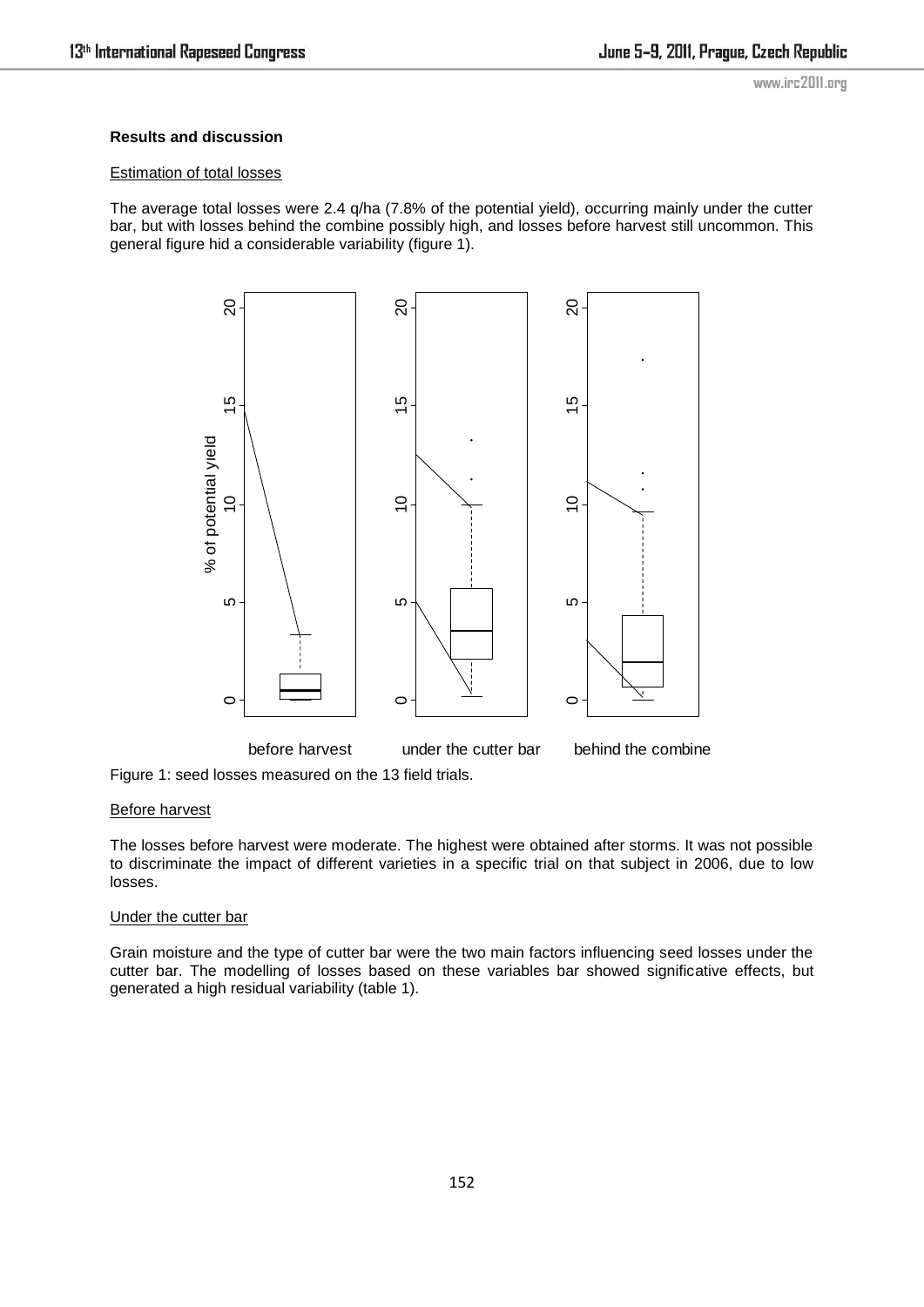## Results and discussion

### Estimation of total losses

The average total losses were 2.4 q/ha (7.8% of the potential yield), occurring mainly under the cutter bar, but with losses behind the combine possibly high, and losses before harvest still uncommon. This general figure hid a considerable variability (figure 1).

Figure 1: seed losses measured on the 13 field trials.

### Before harvest

The losses before harvest were moderate. The highest were obtained after storms. It was not possible to discriminate the impact of different varieties in a specific trial on that subject in 2006, due to low losses.

### Under the cutter bar

Grain moisture and the type of cutter bar were the two main factors influencing seed losses under the cutter bar. The modelling of losses based on these variables bar showed significative effects, but generated a high residual variability (table 1).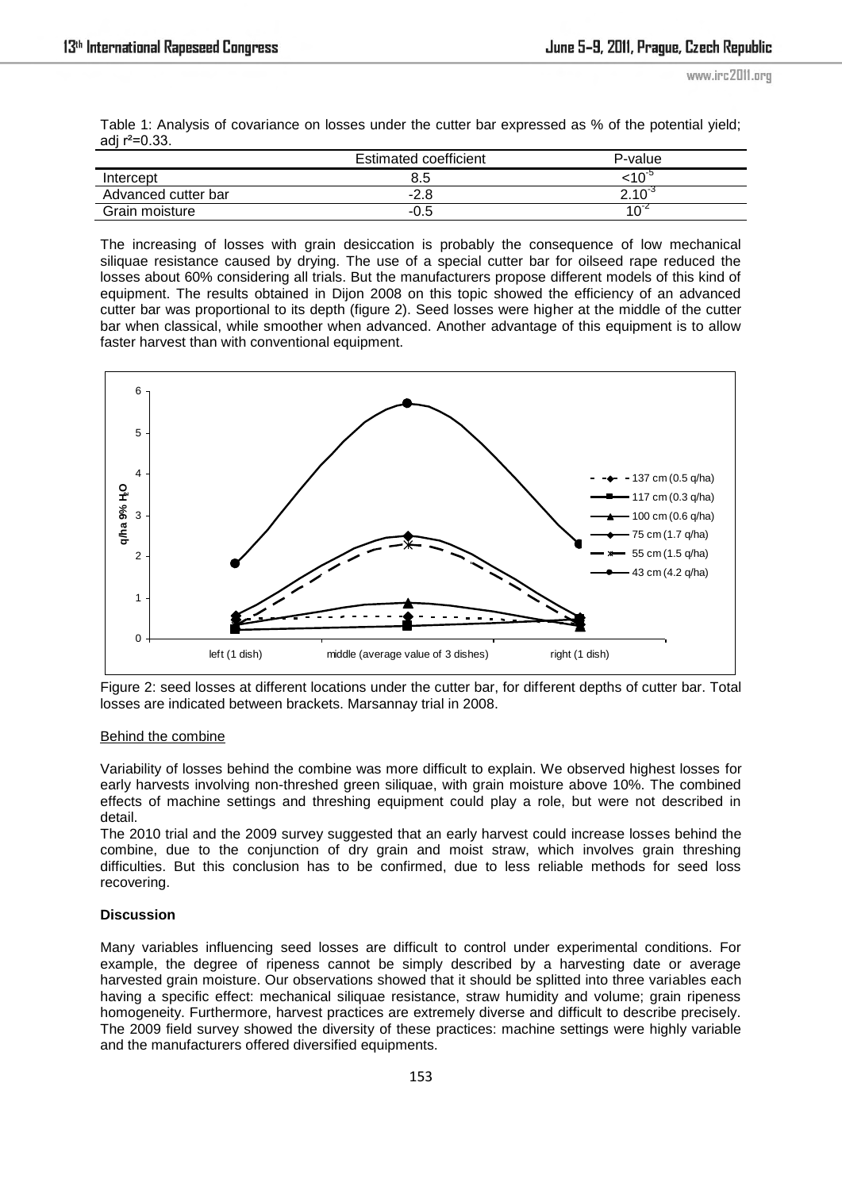Table 1: Analysis of covariance on losses under the cutter bar expressed as % of the potential yield; adj $r^2$=0.33.

| | Estimated coefficient | P-value |
|---|---|---|
| Intercept | 8.5 | $<10^{-5}$ |
| Advanced cutter bar | -2.8 | $2.10^{-3}$ |
| Grain moisture | -0.5 | $10^{-2}$ |

The increasing of losses with grain desiccation is probably the consequence of low mechanical siliquae resistance caused by drying. The use of a special cutter bar for oilseed rape reduced the losses about 60% considering all trials. But the manufacturers propose different models of this kind of equipment. The results obtained in Dijon 2008 on this topic showed the efficiency of an advanced cutter bar was proportional to its depth (figure 2). Seed losses were higher at the middle of the cutter bar when classical, while smoother when advanced. Another advantage of this equipment is to allow faster harvest than with conventional equipment.

Figure 2: seed losses at different locations under the cutter bar, for different depths of cutter bar. Total losses are indicated between brackets. Marsannay trial in 2008.

### Behind the combine

Variability of losses behind the combine was more difficult to explain. We observed highest losses for early harvests involving non-threshed green siliquae, with grain moisture above 10%. The combined effects of machine settings and threshing equipment could play a role, but were not described in detail.

The 2010 trial and the 2009 survey suggested that an early harvest could increase losses behind the combine, due to the conjunction of dry grain and moist straw, which involves grain threshing difficulties. But this conclusion has to be confirmed, due to less reliable methods for seed loss recovering.

## Discussion

Many variables influencing seed losses are difficult to control under experimental conditions. For example, the degree of ripeness cannot be simply described by a harvesting date or average harvested grain moisture. Our observations showed that it should be splitted into three variables each having a specific effect: mechanical siliquae resistance, straw humidity and volume; grain ripeness homogeneity. Furthermore, harvest practices are extremely diverse and difficult to describe precisely. The 2009 field survey showed the diversity of these practices: machine settings were highly variable and the manufacturers offered diversified equipments.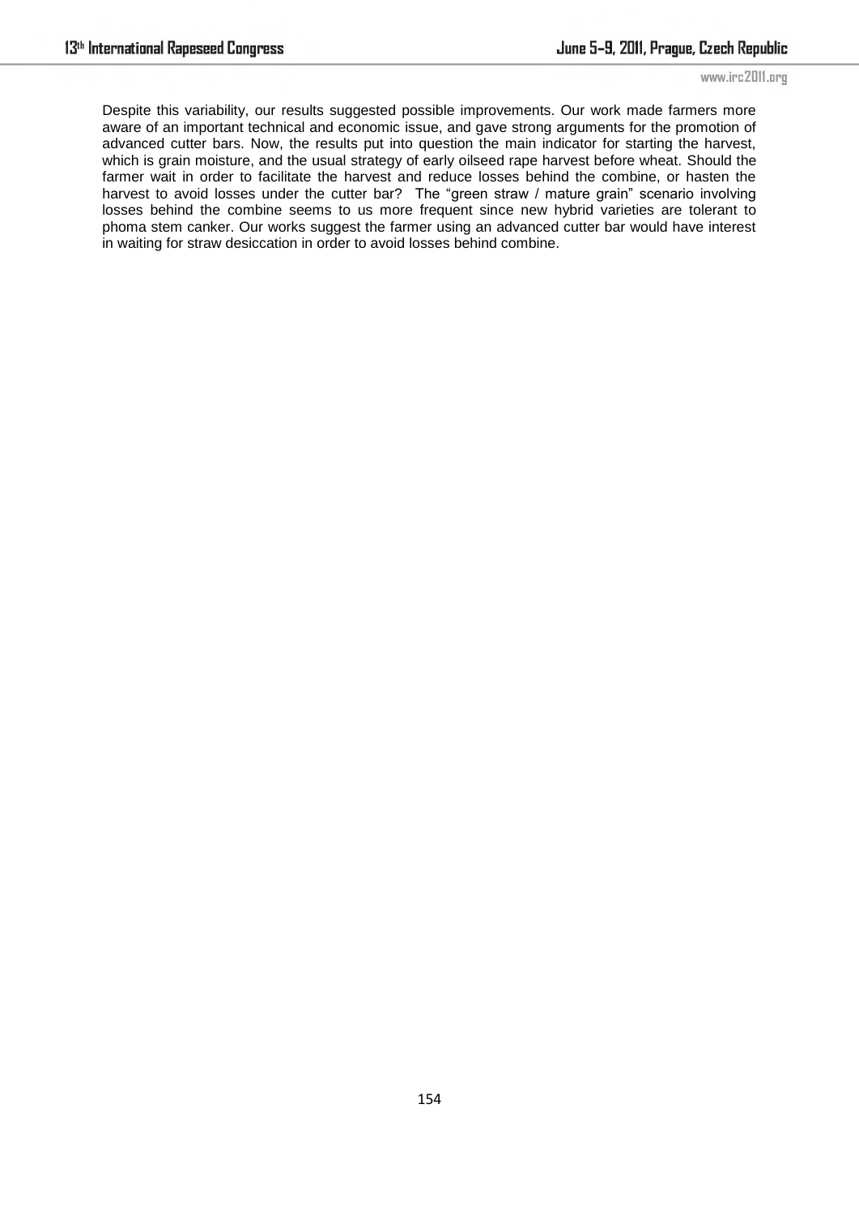Despite this variability, our results suggested possible improvements. Our work made farmers more aware of an important technical and economic issue, and gave strong arguments for the promotion of advanced cutter bars. Now, the results put into question the main indicator for starting the harvest, which is grain moisture, and the usual strategy of early oilseed rape harvest before wheat. Should the farmer wait in order to facilitate the harvest and reduce losses behind the combine, or hasten the harvest to avoid losses under the cutter bar? The "green straw / mature grain" scenario involving losses behind the combine seems to us more frequent since new hybrid varieties are tolerant to phoma stem canker. Our works suggest the farmer using an advanced cutter bar would have interest in waiting for straw desiccation in order to avoid losses behind combine.